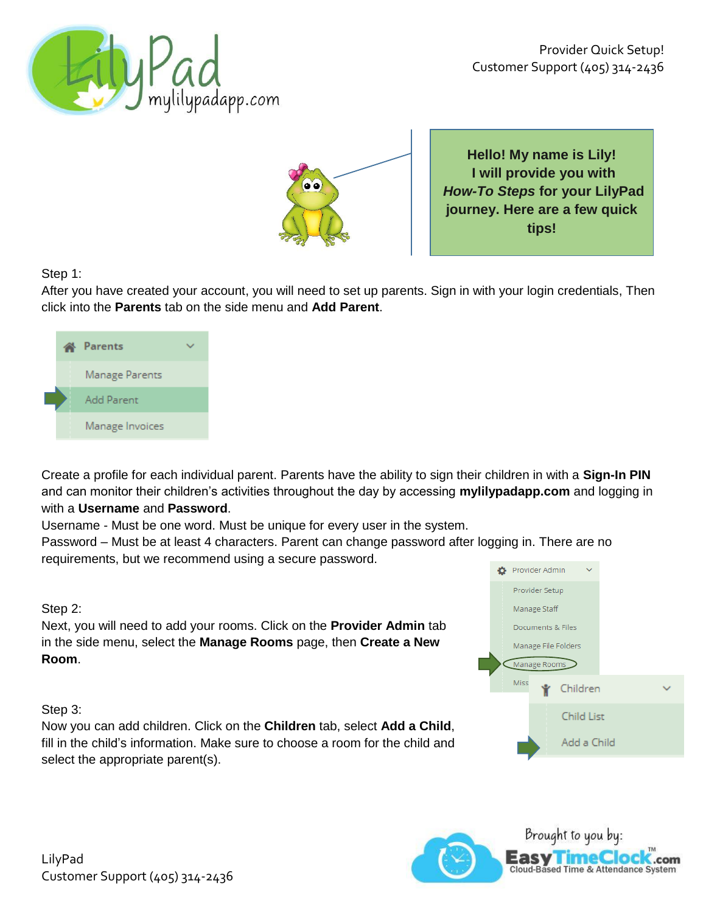Provider Quick Setup!
Customer Support (405) 314-2436

**Hello! My name is Lily!**
**I will provide you with *How-To Steps* for your LilyPad journey. Here are a few quick tips!**

Step 1:
After you have created your account, you will need to set up parents. Sign in with your login credentials, Then click into the **Parents** tab on the side menu and **Add Parent**.

- Parents
  - Manage Parents
  - Add Parent
  - Manage Invoices

Create a profile for each individual parent. Parents have the ability to sign their children in with a **Sign-In PIN** and can monitor their children's activities throughout the day by accessing **mylilypadapp.com** and logging in with a **Username** and **Password**.
Username - Must be one word. Must be unique for every user in the system.
Password – Must be at least 4 characters. Parent can change password after logging in. There are no requirements, but we recommend using a secure password.

Step 2:
Next, you will need to add your rooms. Click on the **Provider Admin** tab in the side menu, select the **Manage Rooms** page, then **Create a New Room**.

- Provider Admin
  - Provider Setup
  - Manage Staff
  - Documents & Files
  - Manage File Folders
  - Manage Rooms

Step 3:
Now you can add children. Click on the **Children** tab, select **Add a Child**, fill in the child's information. Make sure to choose a room for the child and select the appropriate parent(s).

- Children
  - Child List
  - Add a Child

Brought to you by: EasyTimeClock.com — Cloud-Based Time & Attendance System

LilyPad
Customer Support (405) 314-2436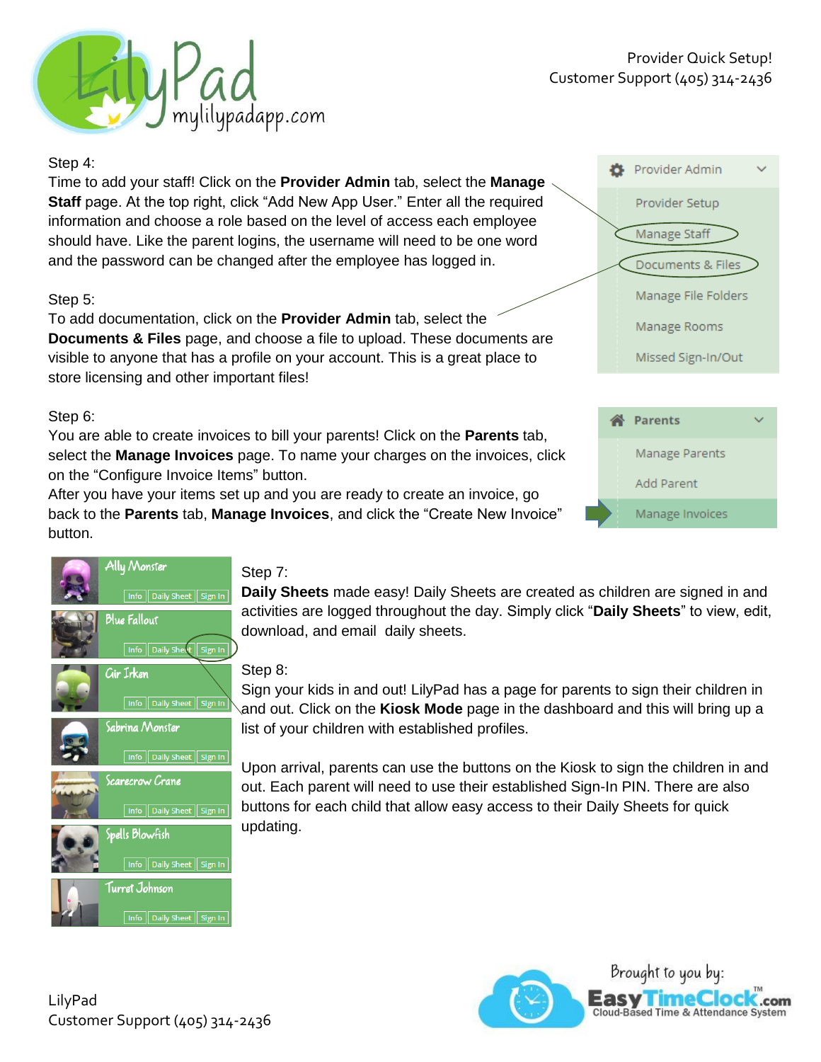Provider Quick Setup!
Customer Support (405) 314-2436

Step 4:
Time to add your staff! Click on the **Provider Admin** tab, select the **Manage Staff** page. At the top right, click “Add New App User.” Enter all the required information and choose a role based on the level of access each employee should have. Like the parent logins, the username will need to be one word and the password can be changed after the employee has logged in.

Step 5:
To add documentation, click on the **Provider Admin** tab, select the **Documents & Files** page, and choose a file to upload. These documents are visible to anyone that has a profile on your account. This is a great place to store licensing and other important files!

Provider Admin
Provider Setup
Manage Staff
Documents & Files
Manage File Folders
Manage Rooms
Missed Sign-In/Out

Step 6:
You are able to create invoices to bill your parents! Click on the **Parents** tab, select the **Manage Invoices** page. To name your charges on the invoices, click on the “Configure Invoice Items” button.
After you have your items set up and you are ready to create an invoice, go back to the **Parents** tab, **Manage Invoices**, and click the “Create New Invoice” button.

Parents
Manage Parents
Add Parent
Manage Invoices

Ally Monster — Info | Daily Sheet | Sign In
Blue Fallout — Info | Daily Sheet | Sign In
Gir Irken — Info | Daily Sheet | Sign In
Sabrina Monster — Info | Daily Sheet | Sign In
Scarecrow Crane — Info | Daily Sheet | Sign In
Spells Blowfish — Info | Daily Sheet | Sign In
Turret Johnson — Info | Daily Sheet | Sign In

Step 7:
**Daily Sheets** made easy! Daily Sheets are created as children are signed in and activities are logged throughout the day. Simply click “**Daily Sheets**” to view, edit, download, and email daily sheets.

Step 8:
Sign your kids in and out! LilyPad has a page for parents to sign their children in and out. Click on the **Kiosk Mode** page in the dashboard and this will bring up a list of your children with established profiles.

Upon arrival, parents can use the buttons on the Kiosk to sign the children in and out. Each parent will need to use their established Sign-In PIN. There are also buttons for each child that allow easy access to their Daily Sheets for quick updating.

LilyPad
Customer Support (405) 314-2436

Brought to you by:
EasyTimeClock.com
Cloud-Based Time & Attendance System